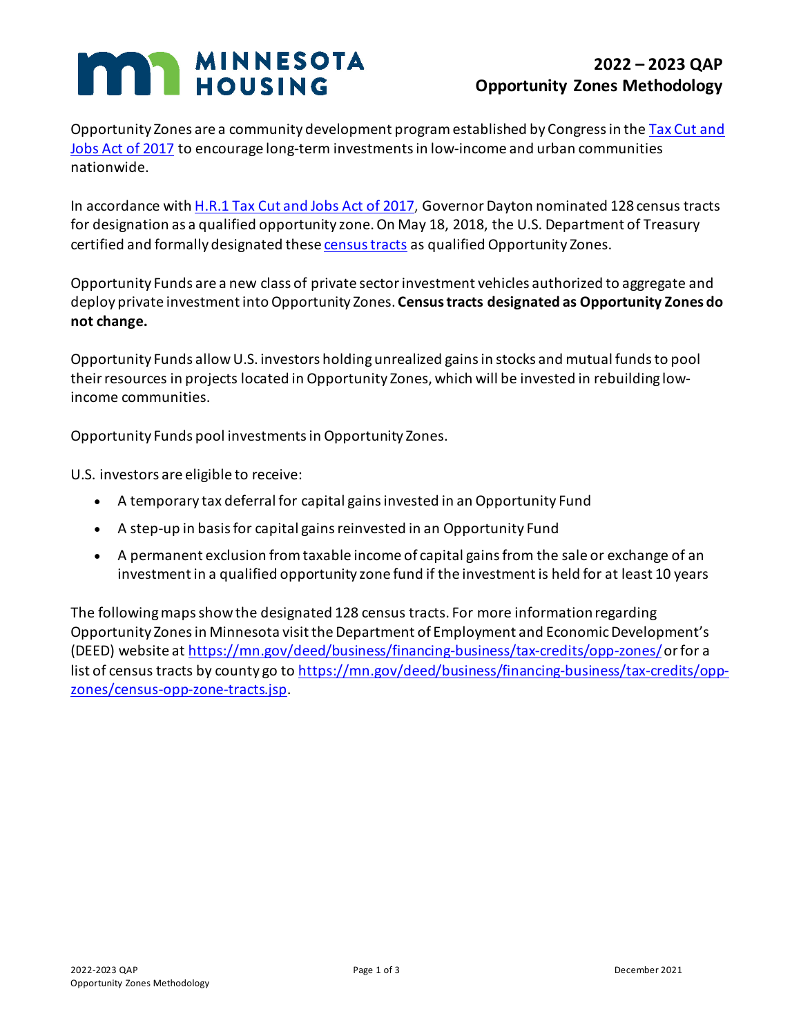# 2022 – 2023 QAP Opportunity Zones Methodology

Opportunity Zones are a community development program established by Congress in the [Tax Cut and Jobs Act of 2017](#) to encourage long-term investments in low-income and urban communities nationwide.

In accordance with [H.R.1 Tax Cut and Jobs Act of 2017](#), Governor Dayton nominated 128 census tracts for designation as a qualified opportunity zone. On May 18, 2018, the U.S. Department of Treasury certified and formally designated these [census tracts](#) as qualified Opportunity Zones.

Opportunity Funds are a new class of private sector investment vehicles authorized to aggregate and deploy private investment into Opportunity Zones. **Census tracts designated as Opportunity Zones do not change.**

Opportunity Funds allow U.S. investors holding unrealized gains in stocks and mutual funds to pool their resources in projects located in Opportunity Zones, which will be invested in rebuilding low-income communities.

Opportunity Funds pool investments in Opportunity Zones.

U.S. investors are eligible to receive:

- A temporary tax deferral for capital gains invested in an Opportunity Fund
- A step-up in basis for capital gains reinvested in an Opportunity Fund
- A permanent exclusion from taxable income of capital gains from the sale or exchange of an investment in a qualified opportunity zone fund if the investment is held for at least 10 years

The following maps show the designated 128 census tracts. For more information regarding Opportunity Zones in Minnesota visit the Department of Employment and Economic Development's (DEED) website at https://mn.gov/deed/business/financing-business/tax-credits/opp-zones/ or for a list of census tracts by county go to https://mn.gov/deed/business/financing-business/tax-credits/opp-zones/census-opp-zone-tracts.jsp.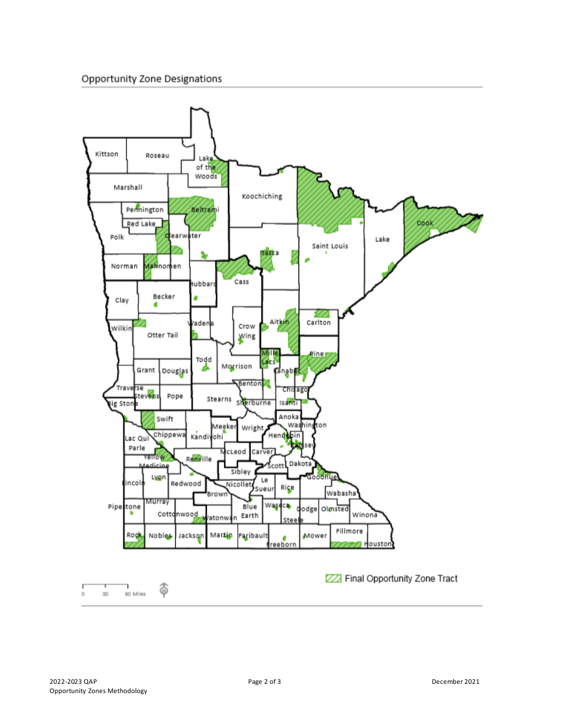## Opportunity Zone Designations

Final Opportunity Zone Tract

0 30 60 Miles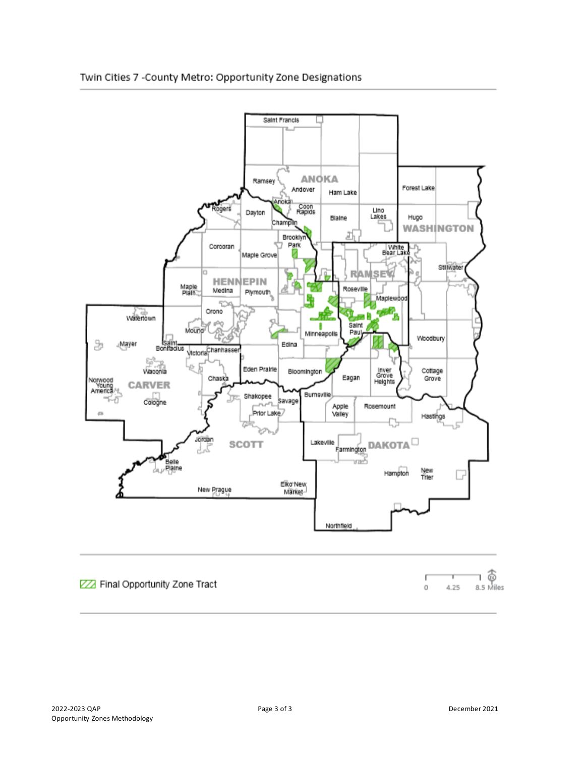Twin Cities 7 -County Metro: Opportunity Zone Designations

Saint Francis
Ramsey
ANOKA
Andover
Ham Lake
Anoka
Coon Rapids
Rogers
Dayton
Champlin
Blaine
Lino Lakes
Forest Lake
Hugo
WASHINGTON
Brooklyn Park
Corcoran
Maple Grove
White Bear Lake
RAMSEY
Stillwater
HENNEPIN
Maple Plain
Medina
Plymouth
Roseville
Maplewood
Orono
Watertown
Mound
Minneapolis
Saint Paul
Woodbury
Mayer
Saint Bonifacius
Victoria
Chanhassen
Edina
Waconia
Eden Prairie
Bloomington
Inver Grove Heights
Cottage Grove
Norwood Young America
CARVER
Chaska
Eagan
Cologne
Shakopee
Savage
Burnsville
Prior Lake
Apple Valley
Rosemount
Hastings
Jordan
SCOTT
Lakeville
Farmington
DAKOTA
Belle Plaine
Hampton
New Trier
New Prague
Elko New Market
Northfield

Final Opportunity Zone Tract

0 4.25 8.5 Miles